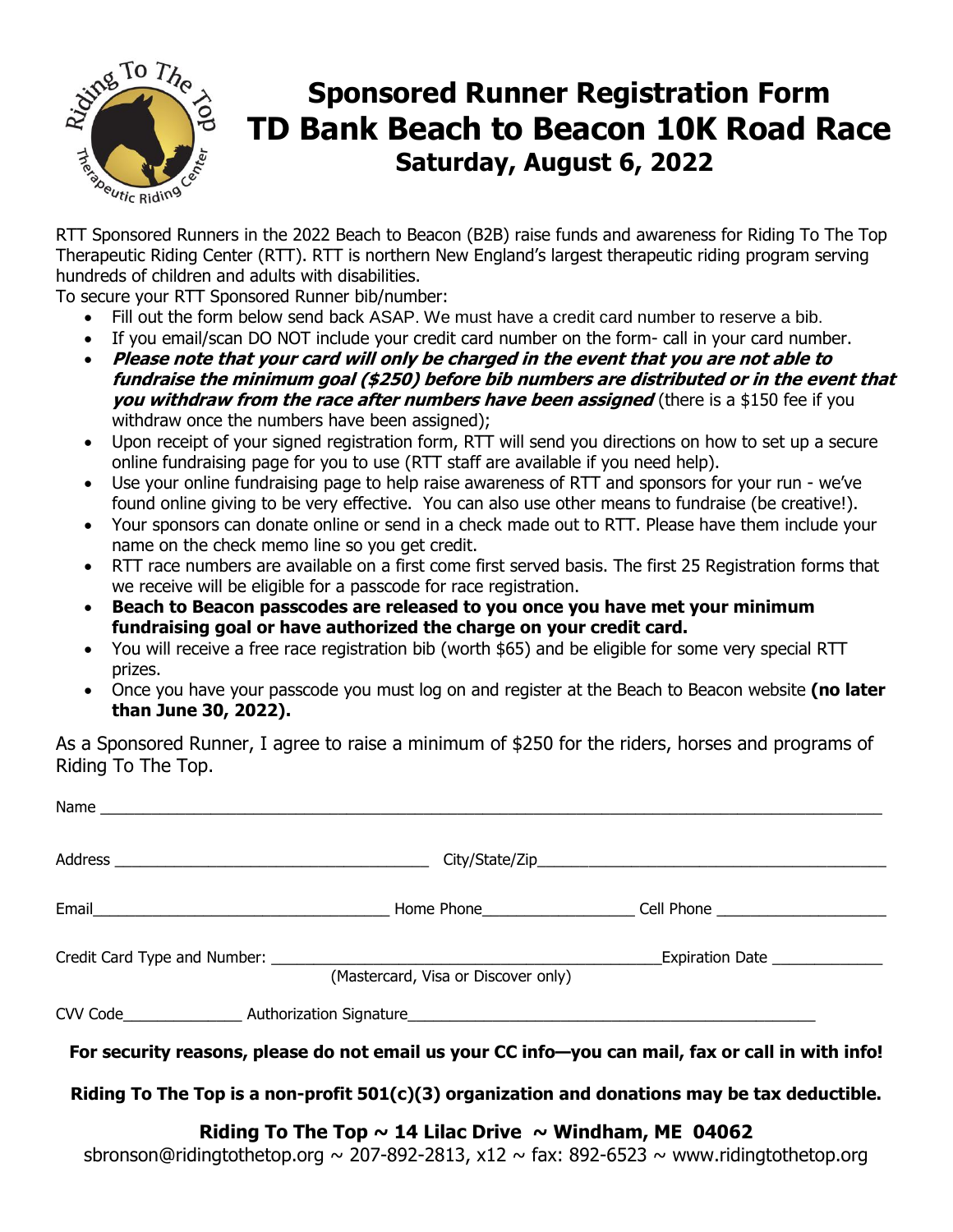# Sponsored Runner Registration Form
# TD Bank Beach to Beacon 10K Road Race
## Saturday, August 6, 2022

RTT Sponsored Runners in the 2022 Beach to Beacon (B2B) raise funds and awareness for Riding To The Top Therapeutic Riding Center (RTT). RTT is northern New England's largest therapeutic riding program serving hundreds of children and adults with disabilities.

To secure your RTT Sponsored Runner bib/number:

- Fill out the form below send back ASAP. We must have a credit card number to reserve a bib.
- If you email/scan DO NOT include your credit card number on the form- call in your card number.
- ***Please note that your card will only be charged in the event that you are not able to fundraise the minimum goal ($250) before bib numbers are distributed or in the event that you withdraw from the race after numbers have been assigned*** (there is a $150 fee if you withdraw once the numbers have been assigned);
- Upon receipt of your signed registration form, RTT will send you directions on how to set up a secure online fundraising page for you to use (RTT staff are available if you need help).
- Use your online fundraising page to help raise awareness of RTT and sponsors for your run - we've found online giving to be very effective. You can also use other means to fundraise (be creative!).
- Your sponsors can donate online or send in a check made out to RTT. Please have them include your name on the check memo line so you get credit.
- RTT race numbers are available on a first come first served basis. The first 25 Registration forms that we receive will be eligible for a passcode for race registration.
- **Beach to Beacon passcodes are released to you once you have met your minimum fundraising goal or have authorized the charge on your credit card.**
- You will receive a free race registration bib (worth $65) and be eligible for some very special RTT prizes.
- Once you have your passcode you must log on and register at the Beach to Beacon website **(no later than June 30, 2022).**

As a Sponsored Runner, I agree to raise a minimum of $250 for the riders, horses and programs of Riding To The Top.

Name ____________________________________________________________

Address ______________________________ City/State/Zip ______________________________

Email ____________________________ Home Phone ______________ Cell Phone ________________

Credit Card Type and Number: ____________________________________ Expiration Date ___________
(Mastercard, Visa or Discover only)

CVV Code ____________ Authorization Signature ________________________________________

**For security reasons, please do not email us your CC info—you can mail, fax or call in with info!**

**Riding To The Top is a non-profit 501(c)(3) organization and donations may be tax deductible.**

**Riding To The Top ~ 14 Lilac Drive ~ Windham, ME 04062**

sbronson@ridingtothetop.org ~ 207-892-2813, x12 ~ fax: 892-6523 ~ www.ridingtothetop.org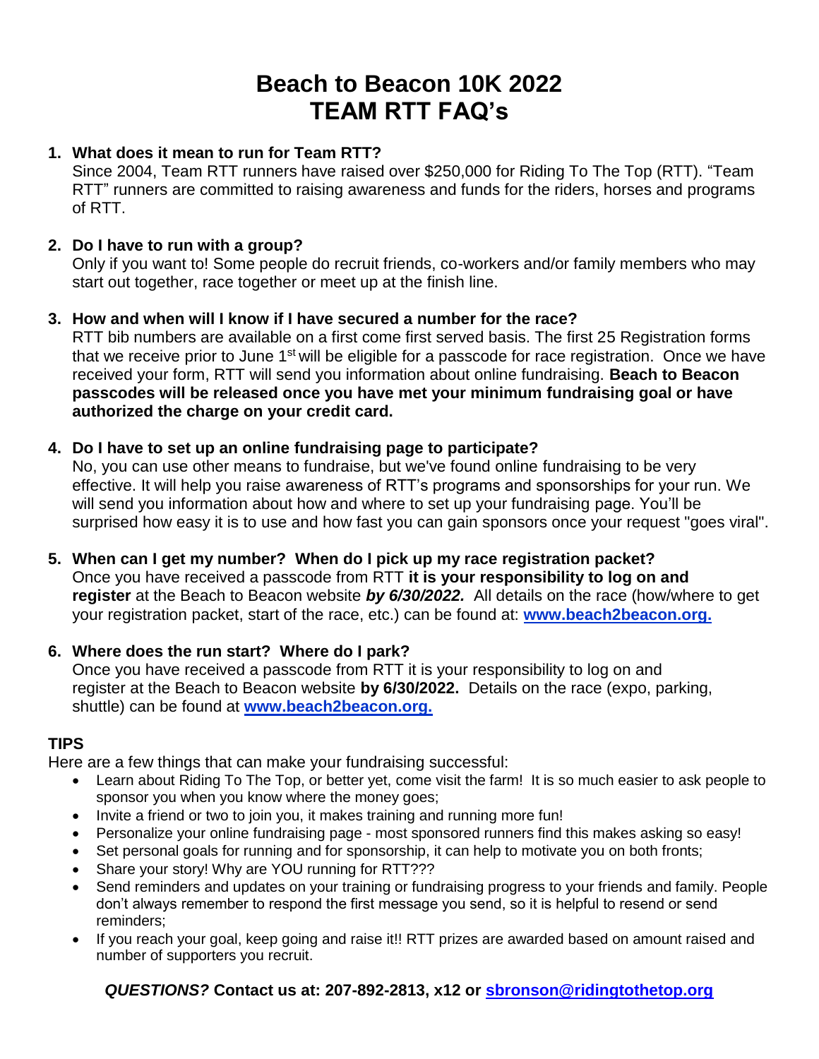# Beach to Beacon 10K 2022
# TEAM RTT FAQ's

1. **What does it mean to run for Team RTT?**
   Since 2004, Team RTT runners have raised over $250,000 for Riding To The Top (RTT). "Team RTT" runners are committed to raising awareness and funds for the riders, horses and programs of RTT.

2. **Do I have to run with a group?**
   Only if you want to! Some people do recruit friends, co-workers and/or family members who may start out together, race together or meet up at the finish line.

3. **How and when will I know if I have secured a number for the race?**
   RTT bib numbers are available on a first come first served basis. The first 25 Registration forms that we receive prior to June 1st will be eligible for a passcode for race registration. Once we have received your form, RTT will send you information about online fundraising. **Beach to Beacon passcodes will be released once you have met your minimum fundraising goal or have authorized the charge on your credit card.**

4. **Do I have to set up an online fundraising page to participate?**
   No, you can use other means to fundraise, but we've found online fundraising to be very effective. It will help you raise awareness of RTT's programs and sponsorships for your run. We will send you information about how and where to set up your fundraising page. You'll be surprised how easy it is to use and how fast you can gain sponsors once your request "goes viral".

5. **When can I get my number? When do I pick up my race registration packet?**
   Once you have received a passcode from RTT **it is your responsibility to log on and register** at the Beach to Beacon website ***by 6/30/2022.*** All details on the race (how/where to get your registration packet, start of the race, etc.) can be found at: **www.beach2beacon.org.**

6. **Where does the run start? Where do I park?**
   Once you have received a passcode from RTT it is your responsibility to log on and register at the Beach to Beacon website **by 6/30/2022.** Details on the race (expo, parking, shuttle) can be found at **www.beach2beacon.org.**

## TIPS

Here are a few things that can make your fundraising successful:

- Learn about Riding To The Top, or better yet, come visit the farm! It is so much easier to ask people to sponsor you when you know where the money goes;
- Invite a friend or two to join you, it makes training and running more fun!
- Personalize your online fundraising page - most sponsored runners find this makes asking so easy!
- Set personal goals for running and for sponsorship, it can help to motivate you on both fronts;
- Share your story! Why are YOU running for RTT???
- Send reminders and updates on your training or fundraising progress to your friends and family. People don't always remember to respond the first message you send, so it is helpful to resend or send reminders;
- If you reach your goal, keep going and raise it!! RTT prizes are awarded based on amount raised and number of supporters you recruit.

***QUESTIONS?*** **Contact us at: 207-892-2813, x12 or sbronson@ridingtothetop.org**